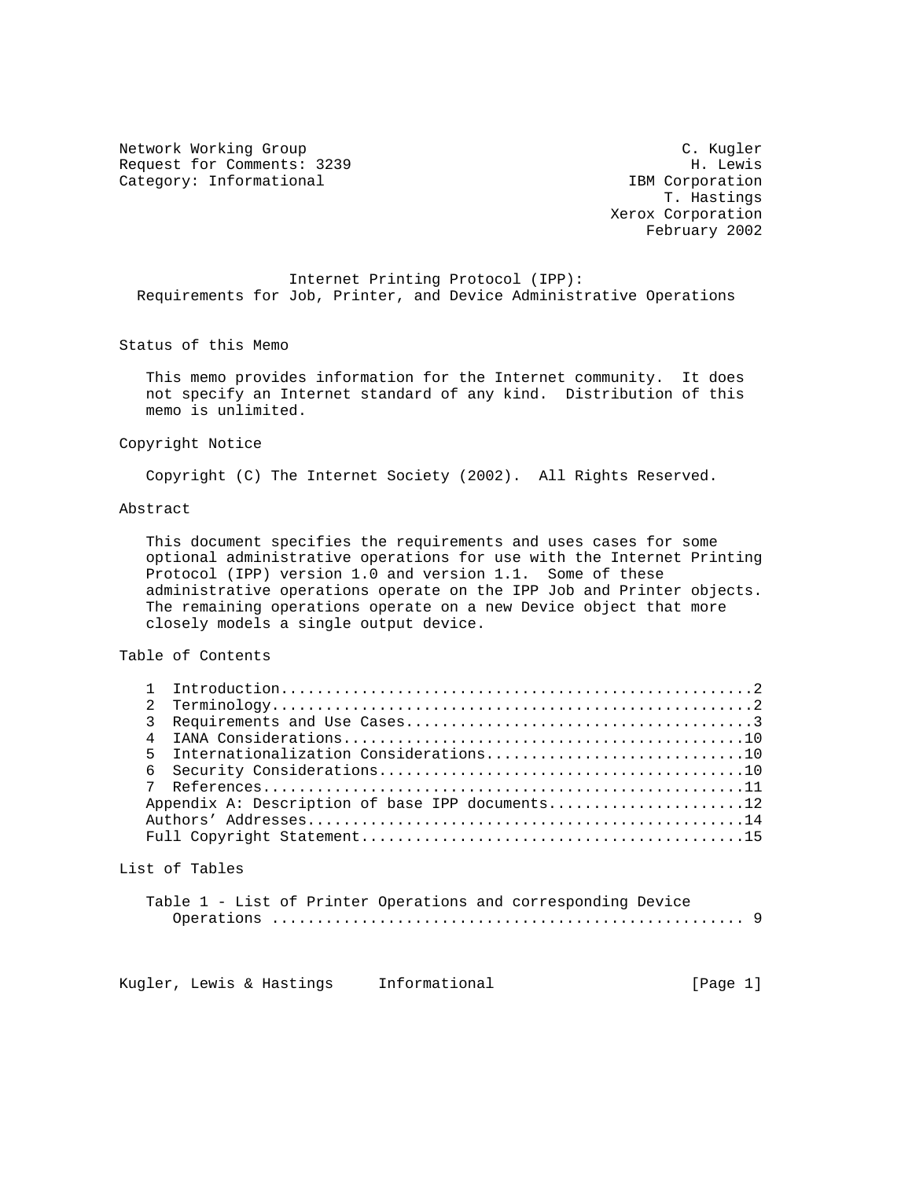Network Working Group — C. Kugler
Request for Comments: 3239 — H. Lewis
Category: Informational — IBM Corporation
T. Hastings
Xerox Corporation
February 2002

# Internet Printing Protocol (IPP): Requirements for Job, Printer, and Device Administrative Operations

## Status of this Memo

This memo provides information for the Internet community. It does not specify an Internet standard of any kind. Distribution of this memo is unlimited.

## Copyright Notice

Copyright (C) The Internet Society (2002). All Rights Reserved.

## Abstract

This document specifies the requirements and uses cases for some optional administrative operations for use with the Internet Printing Protocol (IPP) version 1.0 and version 1.1. Some of these administrative operations operate on the IPP Job and Printer objects. The remaining operations operate on a new Device object that more closely models a single output device.

## Table of Contents

1 Introduction....................................................2
2 Terminology.....................................................2
3 Requirements and Use Cases......................................3
4 IANA Considerations............................................10
5 Internationalization Considerations............................10
6 Security Considerations........................................10
7 References.....................................................11
Appendix A: Description of base IPP documents....................12
Authors' Addresses...............................................14
Full Copyright Statement.........................................15

## List of Tables

Table 1 - List of Printer Operations and corresponding Device Operations ..................................................... 9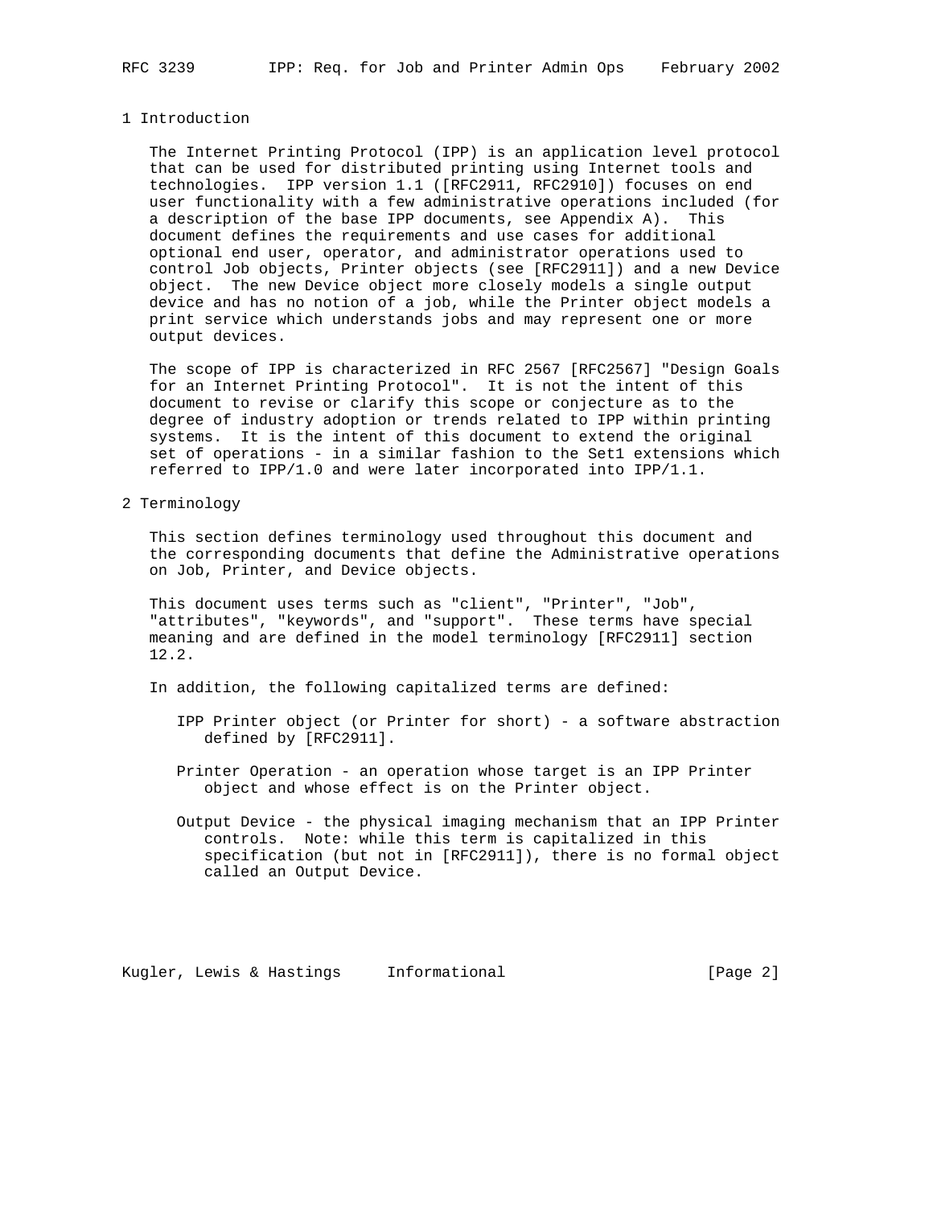# 1 Introduction

The Internet Printing Protocol (IPP) is an application level protocol that can be used for distributed printing using Internet tools and technologies. IPP version 1.1 ([RFC2911, RFC2910]) focuses on end user functionality with a few administrative operations included (for a description of the base IPP documents, see Appendix A). This document defines the requirements and use cases for additional optional end user, operator, and administrator operations used to control Job objects, Printer objects (see [RFC2911]) and a new Device object. The new Device object more closely models a single output device and has no notion of a job, while the Printer object models a print service which understands jobs and may represent one or more output devices.

The scope of IPP is characterized in RFC 2567 [RFC2567] "Design Goals for an Internet Printing Protocol". It is not the intent of this document to revise or clarify this scope or conjecture as to the degree of industry adoption or trends related to IPP within printing systems. It is the intent of this document to extend the original set of operations - in a similar fashion to the Set1 extensions which referred to IPP/1.0 and were later incorporated into IPP/1.1.

# 2 Terminology

This section defines terminology used throughout this document and the corresponding documents that define the Administrative operations on Job, Printer, and Device objects.

This document uses terms such as "client", "Printer", "Job", "attributes", "keywords", and "support". These terms have special meaning and are defined in the model terminology [RFC2911] section 12.2.

In addition, the following capitalized terms are defined:

IPP Printer object (or Printer for short) - a software abstraction defined by [RFC2911].

Printer Operation - an operation whose target is an IPP Printer object and whose effect is on the Printer object.

Output Device - the physical imaging mechanism that an IPP Printer controls. Note: while this term is capitalized in this specification (but not in [RFC2911]), there is no formal object called an Output Device.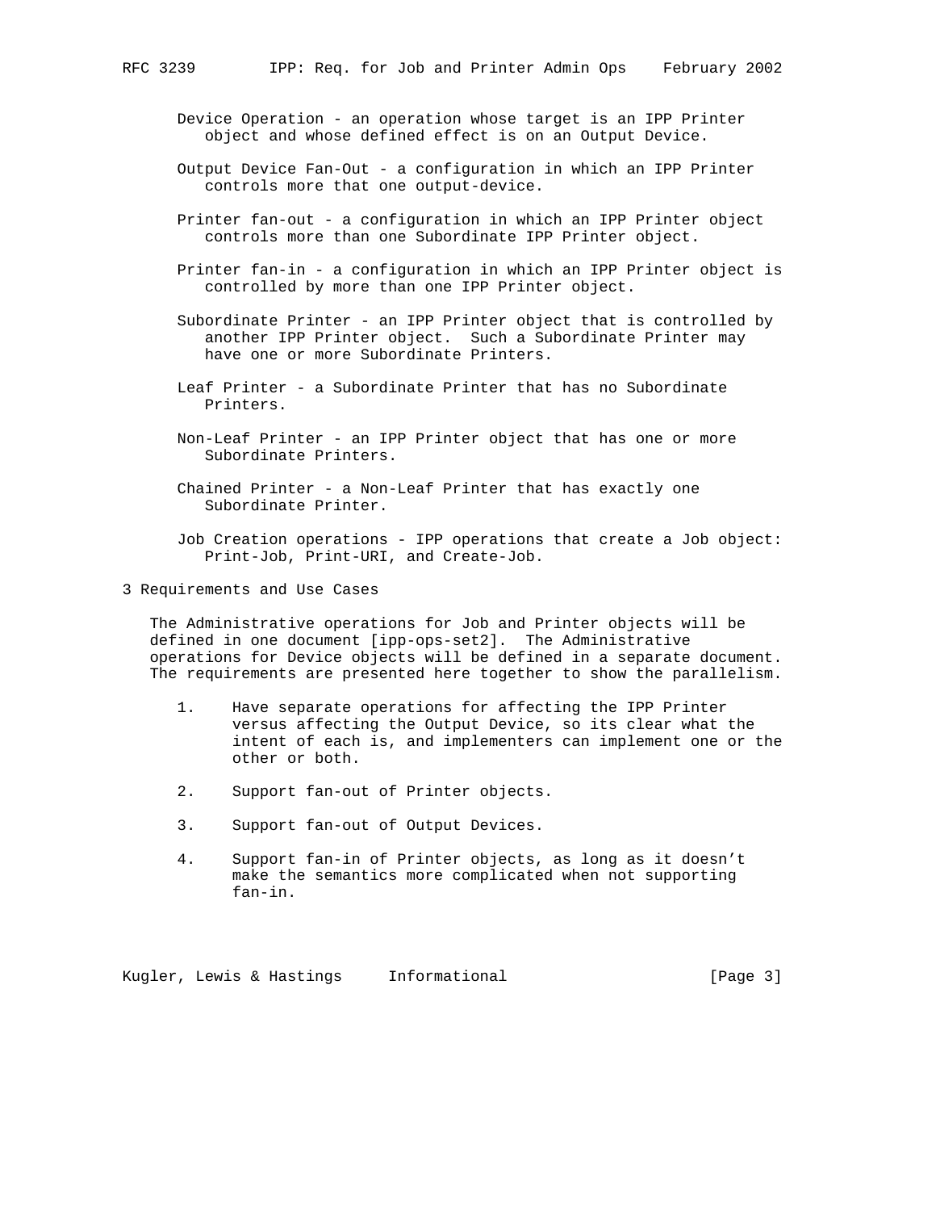Device Operation - an operation whose target is an IPP Printer object and whose defined effect is on an Output Device.

Output Device Fan-Out - a configuration in which an IPP Printer controls more that one output-device.

Printer fan-out - a configuration in which an IPP Printer object controls more than one Subordinate IPP Printer object.

Printer fan-in - a configuration in which an IPP Printer object is controlled by more than one IPP Printer object.

Subordinate Printer - an IPP Printer object that is controlled by another IPP Printer object. Such a Subordinate Printer may have one or more Subordinate Printers.

Leaf Printer - a Subordinate Printer that has no Subordinate Printers.

Non-Leaf Printer - an IPP Printer object that has one or more Subordinate Printers.

Chained Printer - a Non-Leaf Printer that has exactly one Subordinate Printer.

Job Creation operations - IPP operations that create a Job object: Print-Job, Print-URI, and Create-Job.

# 3 Requirements and Use Cases

The Administrative operations for Job and Printer objects will be defined in one document [ipp-ops-set2]. The Administrative operations for Device objects will be defined in a separate document. The requirements are presented here together to show the parallelism.

1. Have separate operations for affecting the IPP Printer versus affecting the Output Device, so its clear what the intent of each is, and implementers can implement one or the other or both.

2. Support fan-out of Printer objects.

3. Support fan-out of Output Devices.

4. Support fan-in of Printer objects, as long as it doesn't make the semantics more complicated when not supporting fan-in.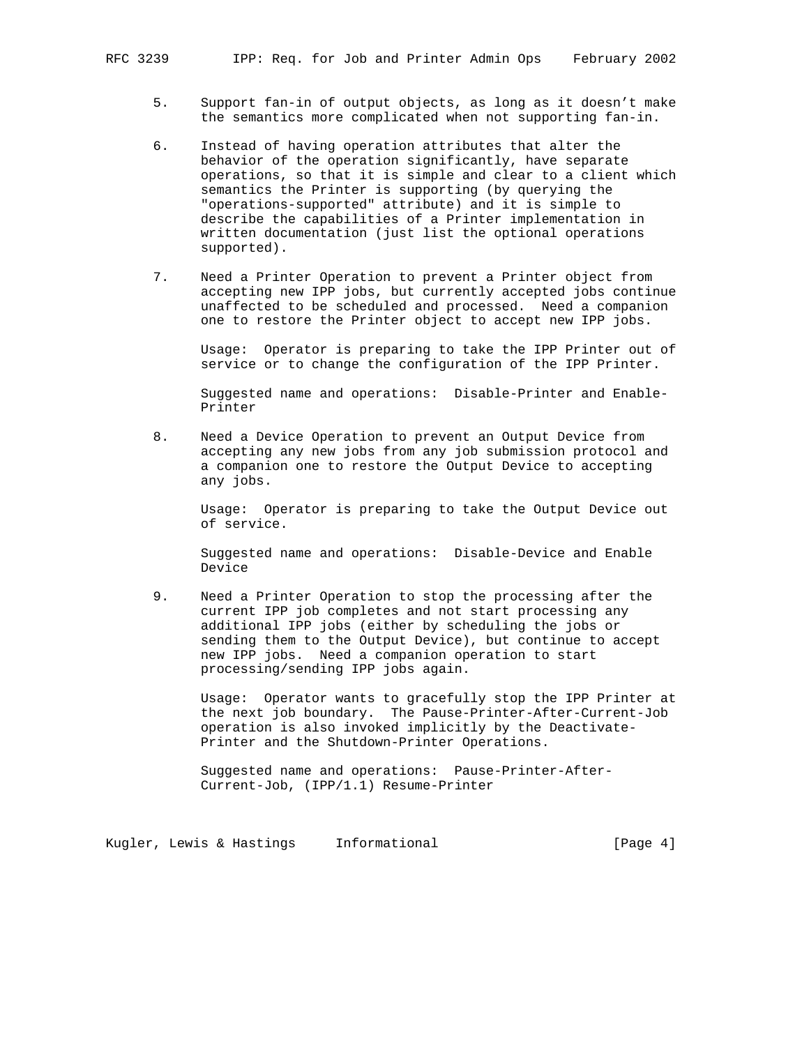5. Support fan-in of output objects, as long as it doesn't make the semantics more complicated when not supporting fan-in.

6. Instead of having operation attributes that alter the behavior of the operation significantly, have separate operations, so that it is simple and clear to a client which semantics the Printer is supporting (by querying the "operations-supported" attribute) and it is simple to describe the capabilities of a Printer implementation in written documentation (just list the optional operations supported).

7. Need a Printer Operation to prevent a Printer object from accepting new IPP jobs, but currently accepted jobs continue unaffected to be scheduled and processed. Need a companion one to restore the Printer object to accept new IPP jobs.

   Usage: Operator is preparing to take the IPP Printer out of service or to change the configuration of the IPP Printer.

   Suggested name and operations: Disable-Printer and Enable-Printer

8. Need a Device Operation to prevent an Output Device from accepting any new jobs from any job submission protocol and a companion one to restore the Output Device to accepting any jobs.

   Usage: Operator is preparing to take the Output Device out of service.

   Suggested name and operations: Disable-Device and Enable Device

9. Need a Printer Operation to stop the processing after the current IPP job completes and not start processing any additional IPP jobs (either by scheduling the jobs or sending them to the Output Device), but continue to accept new IPP jobs. Need a companion operation to start processing/sending IPP jobs again.

   Usage: Operator wants to gracefully stop the IPP Printer at the next job boundary. The Pause-Printer-After-Current-Job operation is also invoked implicitly by the Deactivate-Printer and the Shutdown-Printer Operations.

   Suggested name and operations: Pause-Printer-After-Current-Job, (IPP/1.1) Resume-Printer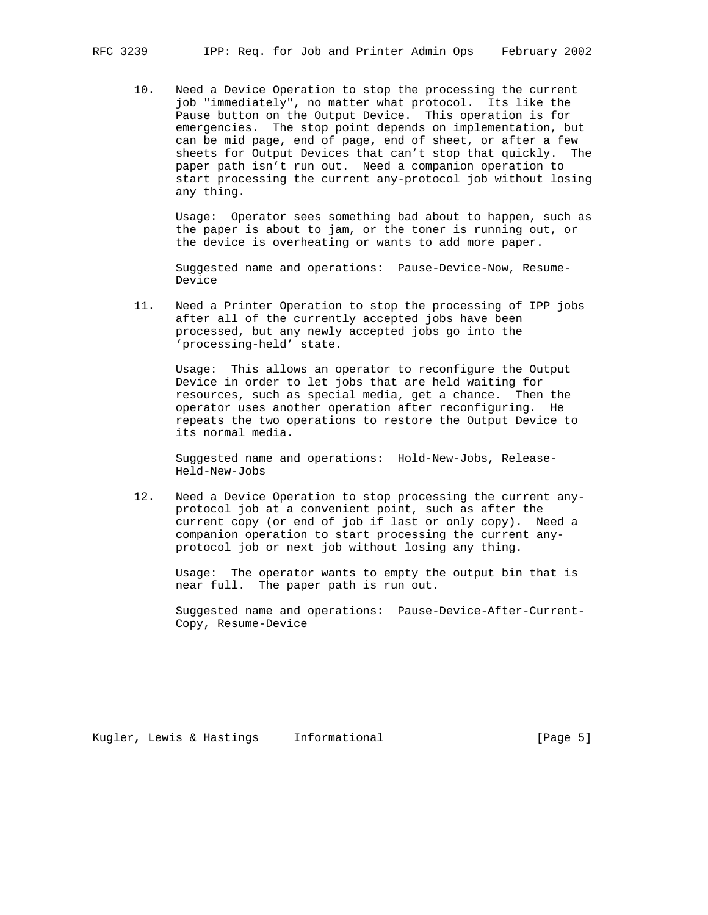10. Need a Device Operation to stop the processing the current job "immediately", no matter what protocol. Its like the Pause button on the Output Device. This operation is for emergencies. The stop point depends on implementation, but can be mid page, end of page, end of sheet, or after a few sheets for Output Devices that can't stop that quickly. The paper path isn't run out. Need a companion operation to start processing the current any-protocol job without losing any thing.

    Usage: Operator sees something bad about to happen, such as the paper is about to jam, or the toner is running out, or the device is overheating or wants to add more paper.

    Suggested name and operations: Pause-Device-Now, Resume-Device

11. Need a Printer Operation to stop the processing of IPP jobs after all of the currently accepted jobs have been processed, but any newly accepted jobs go into the 'processing-held' state.

    Usage: This allows an operator to reconfigure the Output Device in order to let jobs that are held waiting for resources, such as special media, get a chance. Then the operator uses another operation after reconfiguring. He repeats the two operations to restore the Output Device to its normal media.

    Suggested name and operations: Hold-New-Jobs, Release-Held-New-Jobs

12. Need a Device Operation to stop processing the current any-protocol job at a convenient point, such as after the current copy (or end of job if last or only copy). Need a companion operation to start processing the current any-protocol job or next job without losing any thing.

    Usage: The operator wants to empty the output bin that is near full. The paper path is run out.

    Suggested name and operations: Pause-Device-After-Current-Copy, Resume-Device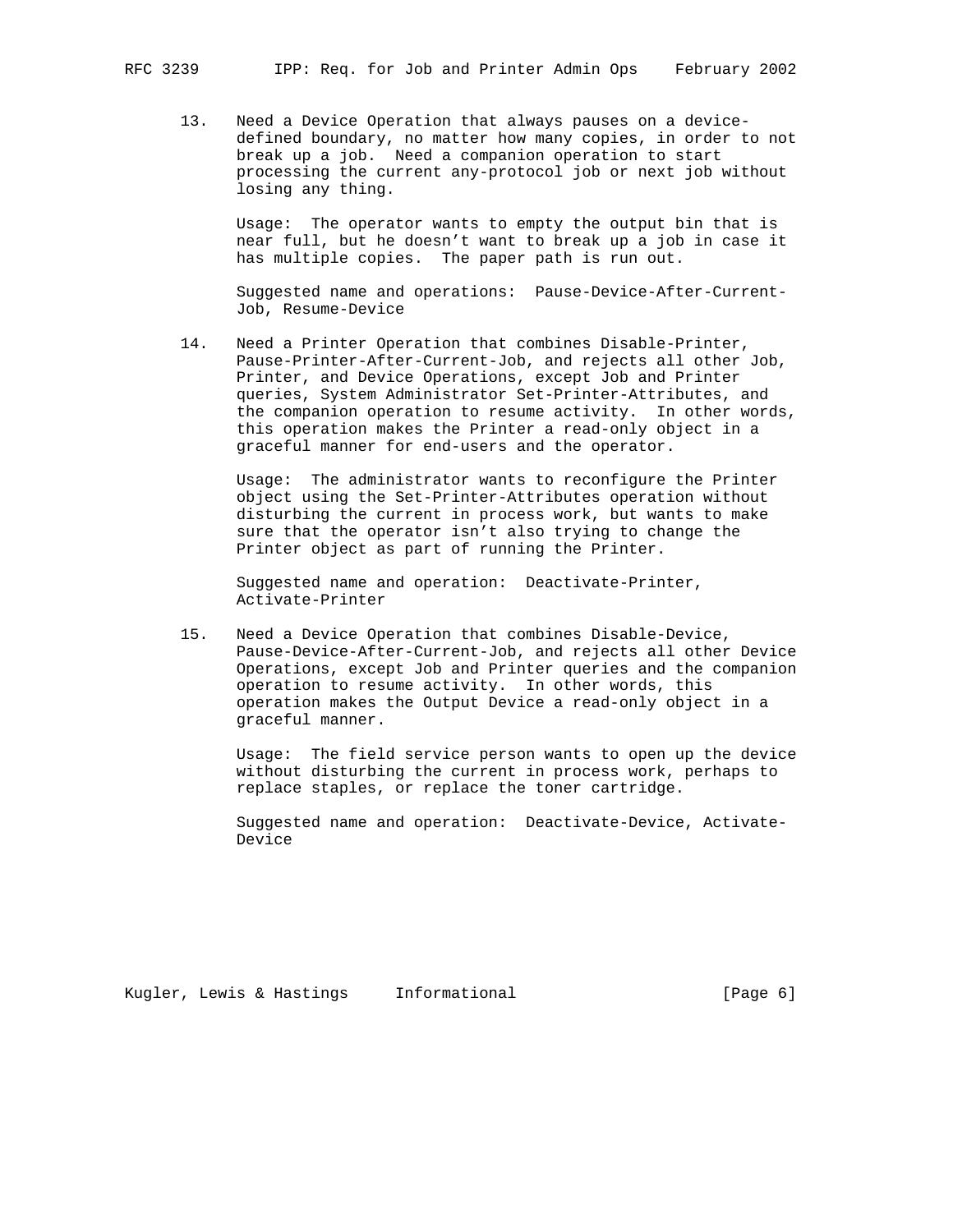13. Need a Device Operation that always pauses on a device-defined boundary, no matter how many copies, in order to not break up a job. Need a companion operation to start processing the current any-protocol job or next job without losing any thing.

    Usage: The operator wants to empty the output bin that is near full, but he doesn't want to break up a job in case it has multiple copies. The paper path is run out.

    Suggested name and operations: Pause-Device-After-Current-Job, Resume-Device

14. Need a Printer Operation that combines Disable-Printer, Pause-Printer-After-Current-Job, and rejects all other Job, Printer, and Device Operations, except Job and Printer queries, System Administrator Set-Printer-Attributes, and the companion operation to resume activity. In other words, this operation makes the Printer a read-only object in a graceful manner for end-users and the operator.

    Usage: The administrator wants to reconfigure the Printer object using the Set-Printer-Attributes operation without disturbing the current in process work, but wants to make sure that the operator isn't also trying to change the Printer object as part of running the Printer.

    Suggested name and operation: Deactivate-Printer, Activate-Printer

15. Need a Device Operation that combines Disable-Device, Pause-Device-After-Current-Job, and rejects all other Device Operations, except Job and Printer queries and the companion operation to resume activity. In other words, this operation makes the Output Device a read-only object in a graceful manner.

    Usage: The field service person wants to open up the device without disturbing the current in process work, perhaps to replace staples, or replace the toner cartridge.

    Suggested name and operation: Deactivate-Device, Activate-Device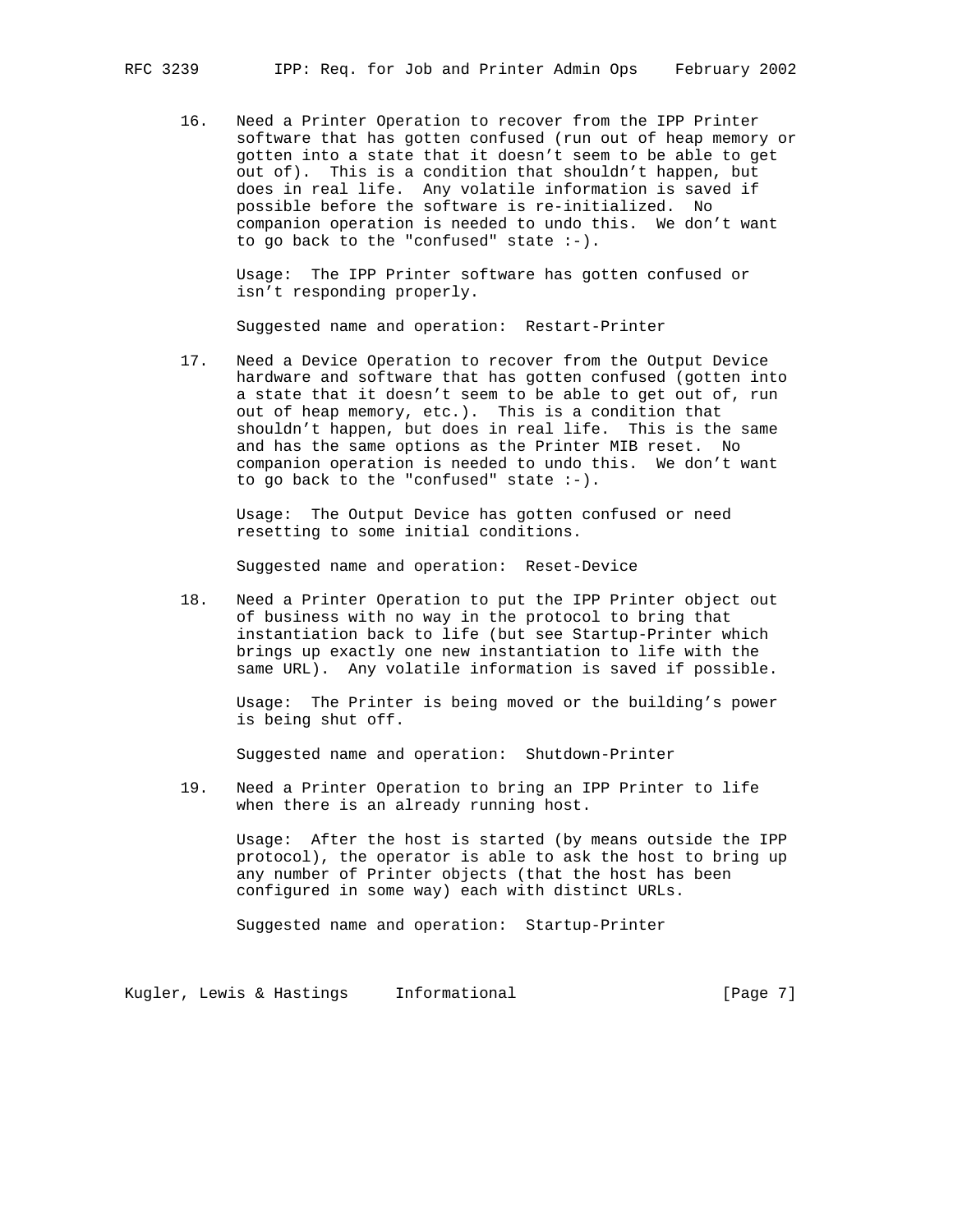16. Need a Printer Operation to recover from the IPP Printer software that has gotten confused (run out of heap memory or gotten into a state that it doesn't seem to be able to get out of). This is a condition that shouldn't happen, but does in real life. Any volatile information is saved if possible before the software is re-initialized. No companion operation is needed to undo this. We don't want to go back to the "confused" state :-).

    Usage: The IPP Printer software has gotten confused or isn't responding properly.

    Suggested name and operation: Restart-Printer

17. Need a Device Operation to recover from the Output Device hardware and software that has gotten confused (gotten into a state that it doesn't seem to be able to get out of, run out of heap memory, etc.). This is a condition that shouldn't happen, but does in real life. This is the same and has the same options as the Printer MIB reset. No companion operation is needed to undo this. We don't want to go back to the "confused" state :-).

    Usage: The Output Device has gotten confused or need resetting to some initial conditions.

    Suggested name and operation: Reset-Device

18. Need a Printer Operation to put the IPP Printer object out of business with no way in the protocol to bring that instantiation back to life (but see Startup-Printer which brings up exactly one new instantiation to life with the same URL). Any volatile information is saved if possible.

    Usage: The Printer is being moved or the building's power is being shut off.

    Suggested name and operation: Shutdown-Printer

19. Need a Printer Operation to bring an IPP Printer to life when there is an already running host.

    Usage: After the host is started (by means outside the IPP protocol), the operator is able to ask the host to bring up any number of Printer objects (that the host has been configured in some way) each with distinct URLs.

    Suggested name and operation: Startup-Printer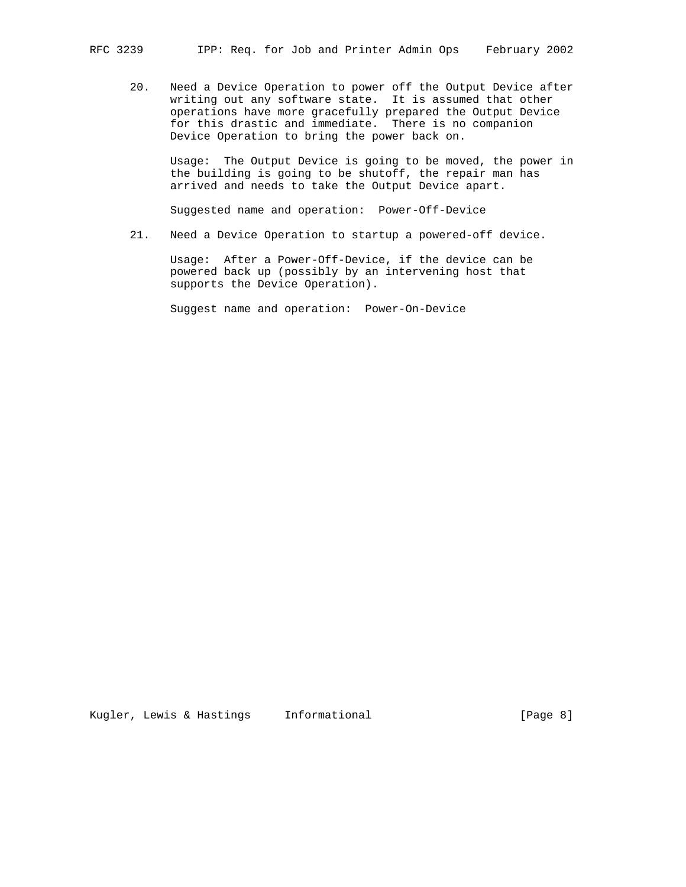20. Need a Device Operation to power off the Output Device after writing out any software state. It is assumed that other operations have more gracefully prepared the Output Device for this drastic and immediate. There is no companion Device Operation to bring the power back on.

    Usage: The Output Device is going to be moved, the power in the building is going to be shutoff, the repair man has arrived and needs to take the Output Device apart.

    Suggested name and operation: Power-Off-Device

21. Need a Device Operation to startup a powered-off device.

    Usage: After a Power-Off-Device, if the device can be powered back up (possibly by an intervening host that supports the Device Operation).

    Suggest name and operation: Power-On-Device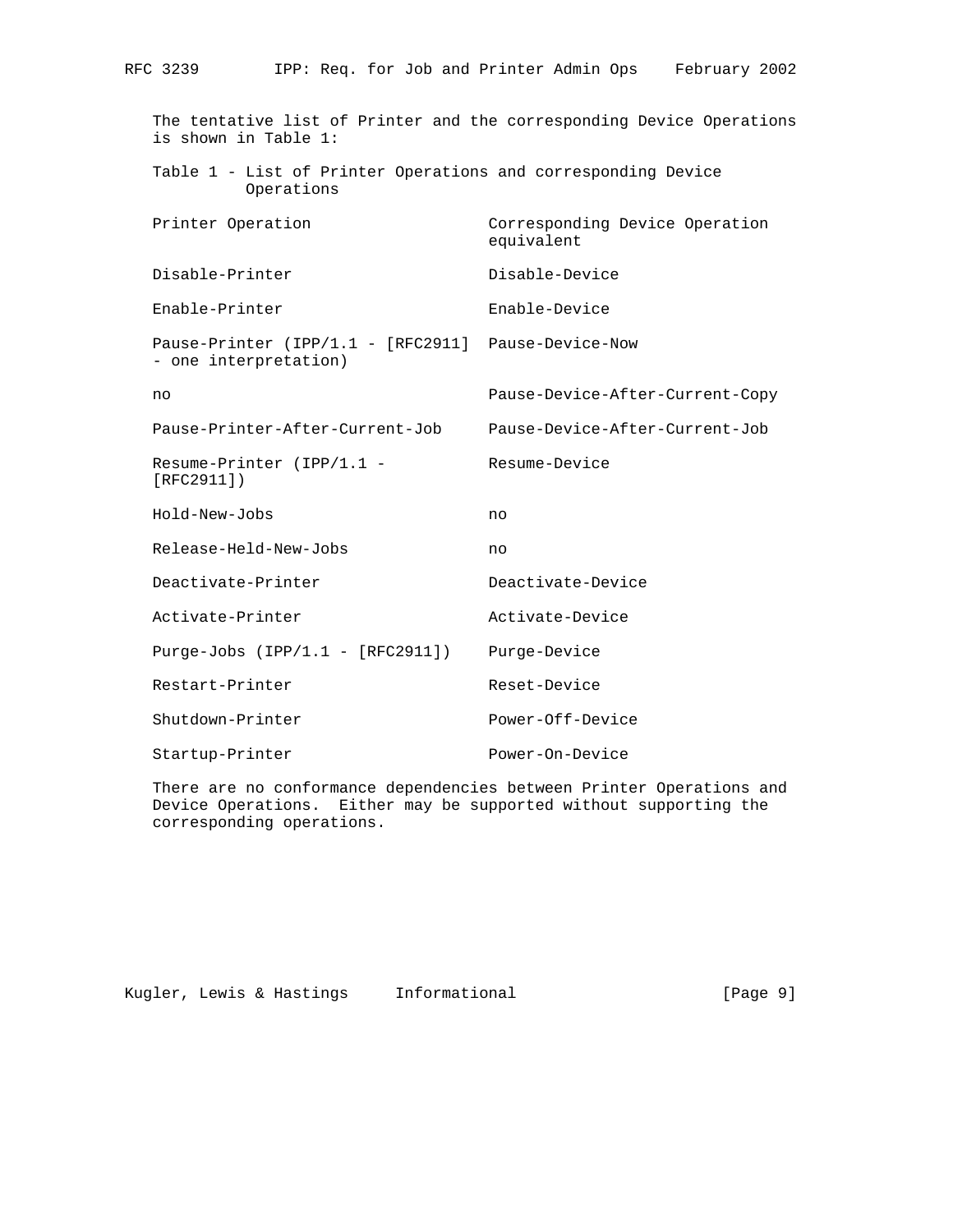The tentative list of Printer and the corresponding Device Operations is shown in Table 1:

Table 1 - List of Printer Operations and corresponding Device Operations

| Printer Operation | Corresponding Device Operation equivalent |
| --- | --- |
| Disable-Printer | Disable-Device |
| Enable-Printer | Enable-Device |
| Pause-Printer (IPP/1.1 - [RFC2911] - one interpretation) | Pause-Device-Now |
| no | Pause-Device-After-Current-Copy |
| Pause-Printer-After-Current-Job | Pause-Device-After-Current-Job |
| Resume-Printer (IPP/1.1 - [RFC2911]) | Resume-Device |
| Hold-New-Jobs | no |
| Release-Held-New-Jobs | no |
| Deactivate-Printer | Deactivate-Device |
| Activate-Printer | Activate-Device |
| Purge-Jobs (IPP/1.1 - [RFC2911]) | Purge-Device |
| Restart-Printer | Reset-Device |
| Shutdown-Printer | Power-Off-Device |
| Startup-Printer | Power-On-Device |

There are no conformance dependencies between Printer Operations and Device Operations. Either may be supported without supporting the corresponding operations.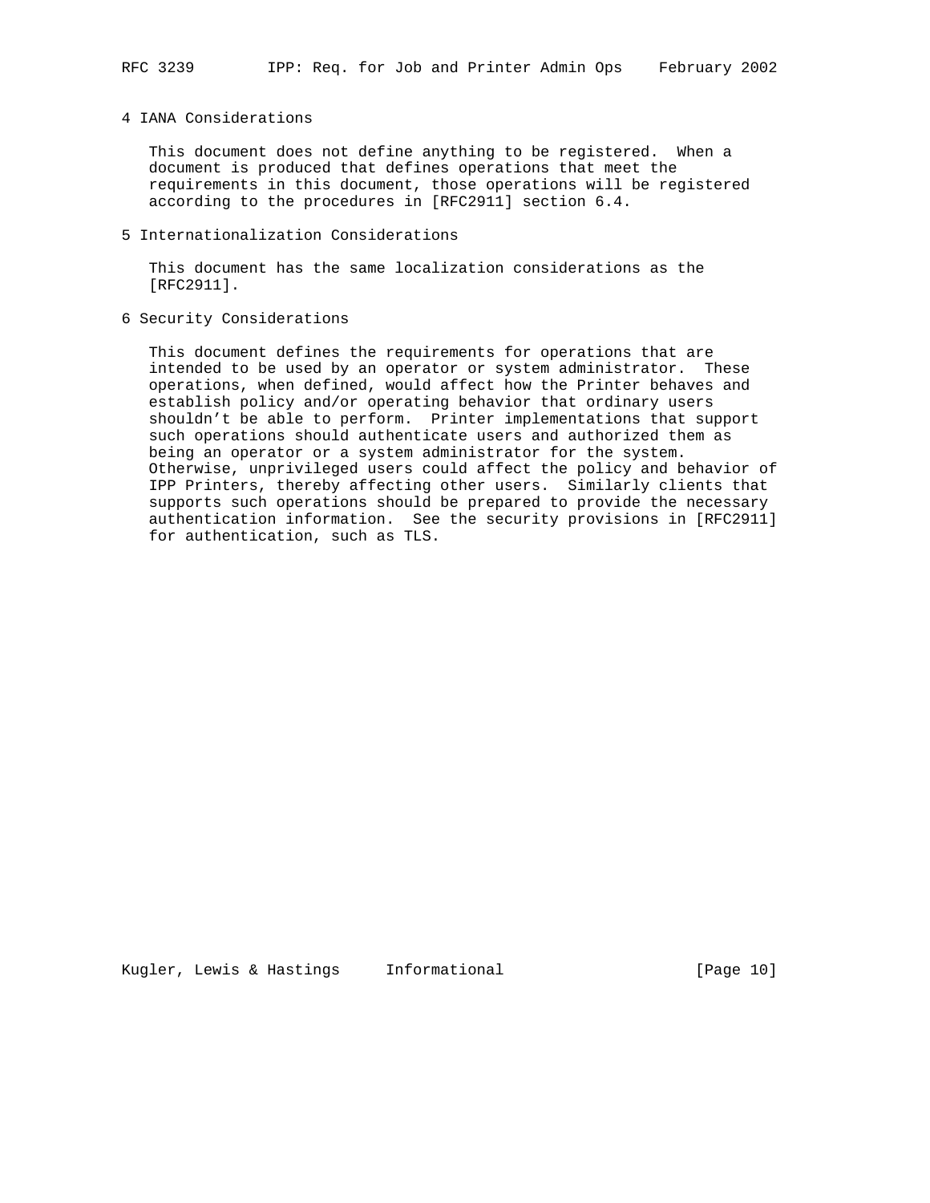## 4 IANA Considerations

This document does not define anything to be registered. When a document is produced that defines operations that meet the requirements in this document, those operations will be registered according to the procedures in [RFC2911] section 6.4.

## 5 Internationalization Considerations

This document has the same localization considerations as the [RFC2911].

## 6 Security Considerations

This document defines the requirements for operations that are intended to be used by an operator or system administrator. These operations, when defined, would affect how the Printer behaves and establish policy and/or operating behavior that ordinary users shouldn’t be able to perform. Printer implementations that support such operations should authenticate users and authorized them as being an operator or a system administrator for the system. Otherwise, unprivileged users could affect the policy and behavior of IPP Printers, thereby affecting other users. Similarly clients that supports such operations should be prepared to provide the necessary authentication information. See the security provisions in [RFC2911] for authentication, such as TLS.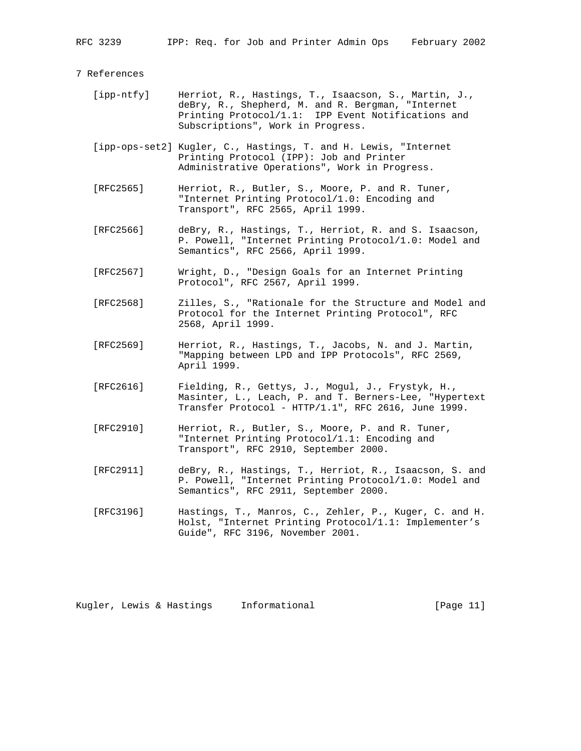# 7 References

[ipp-ntfy] Herriot, R., Hastings, T., Isaacson, S., Martin, J., deBry, R., Shepherd, M. and R. Bergman, "Internet Printing Protocol/1.1: IPP Event Notifications and Subscriptions", Work in Progress.

[ipp-ops-set2] Kugler, C., Hastings, T. and H. Lewis, "Internet Printing Protocol (IPP): Job and Printer Administrative Operations", Work in Progress.

[RFC2565] Herriot, R., Butler, S., Moore, P. and R. Tuner, "Internet Printing Protocol/1.0: Encoding and Transport", RFC 2565, April 1999.

[RFC2566] deBry, R., Hastings, T., Herriot, R. and S. Isaacson, P. Powell, "Internet Printing Protocol/1.0: Model and Semantics", RFC 2566, April 1999.

[RFC2567] Wright, D., "Design Goals for an Internet Printing Protocol", RFC 2567, April 1999.

[RFC2568] Zilles, S., "Rationale for the Structure and Model and Protocol for the Internet Printing Protocol", RFC 2568, April 1999.

[RFC2569] Herriot, R., Hastings, T., Jacobs, N. and J. Martin, "Mapping between LPD and IPP Protocols", RFC 2569, April 1999.

[RFC2616] Fielding, R., Gettys, J., Mogul, J., Frystyk, H., Masinter, L., Leach, P. and T. Berners-Lee, "Hypertext Transfer Protocol - HTTP/1.1", RFC 2616, June 1999.

[RFC2910] Herriot, R., Butler, S., Moore, P. and R. Tuner, "Internet Printing Protocol/1.1: Encoding and Transport", RFC 2910, September 2000.

[RFC2911] deBry, R., Hastings, T., Herriot, R., Isaacson, S. and P. Powell, "Internet Printing Protocol/1.0: Model and Semantics", RFC 2911, September 2000.

[RFC3196] Hastings, T., Manros, C., Zehler, P., Kuger, C. and H. Holst, "Internet Printing Protocol/1.1: Implementer's Guide", RFC 3196, November 2001.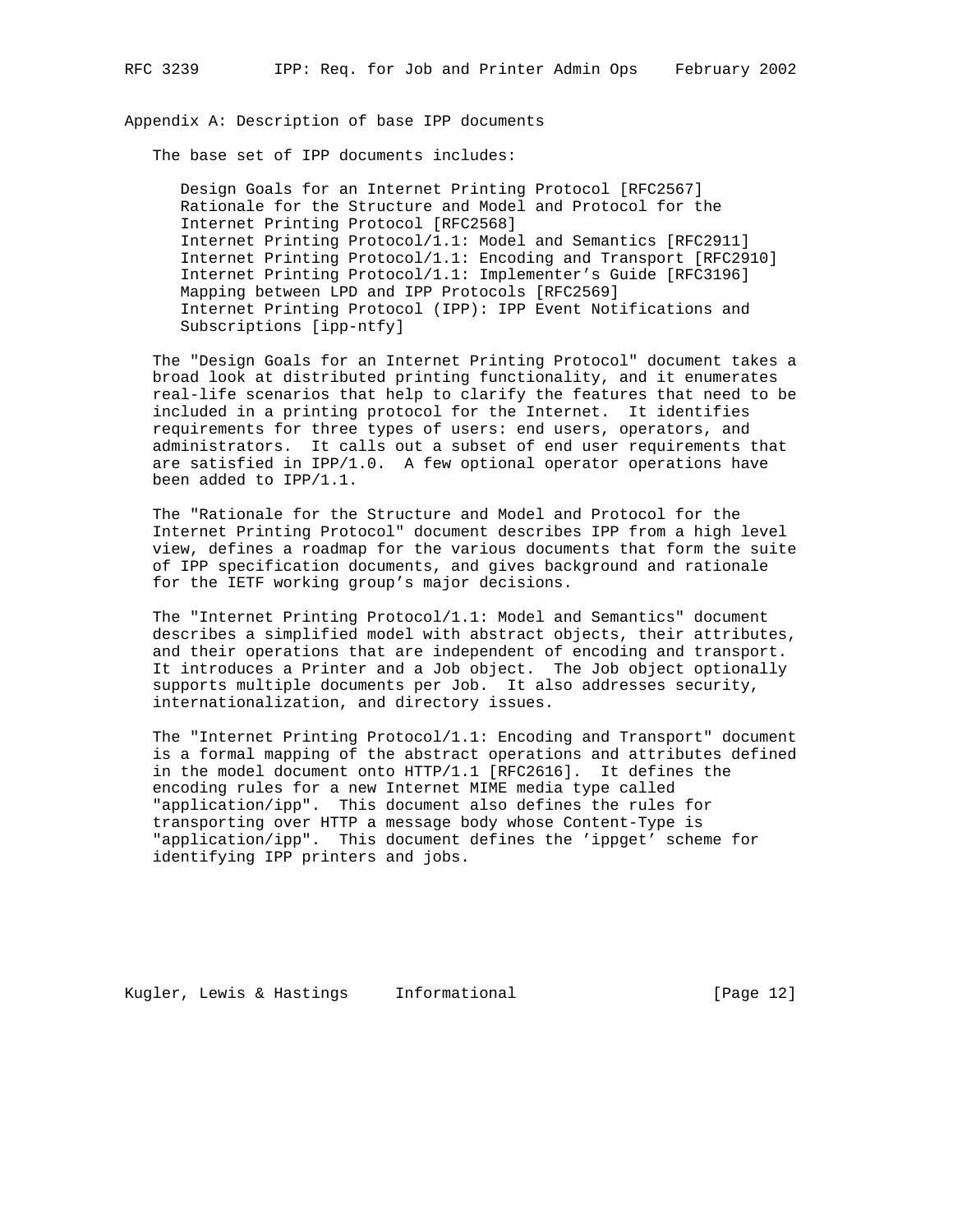## Appendix A: Description of base IPP documents

The base set of IPP documents includes:

- Design Goals for an Internet Printing Protocol [RFC2567]
- Rationale for the Structure and Model and Protocol for the Internet Printing Protocol [RFC2568]
- Internet Printing Protocol/1.1: Model and Semantics [RFC2911]
- Internet Printing Protocol/1.1: Encoding and Transport [RFC2910]
- Internet Printing Protocol/1.1: Implementer's Guide [RFC3196]
- Mapping between LPD and IPP Protocols [RFC2569]
- Internet Printing Protocol (IPP): IPP Event Notifications and Subscriptions [ipp-ntfy]

The "Design Goals for an Internet Printing Protocol" document takes a broad look at distributed printing functionality, and it enumerates real-life scenarios that help to clarify the features that need to be included in a printing protocol for the Internet. It identifies requirements for three types of users: end users, operators, and administrators. It calls out a subset of end user requirements that are satisfied in IPP/1.0. A few optional operator operations have been added to IPP/1.1.

The "Rationale for the Structure and Model and Protocol for the Internet Printing Protocol" document describes IPP from a high level view, defines a roadmap for the various documents that form the suite of IPP specification documents, and gives background and rationale for the IETF working group's major decisions.

The "Internet Printing Protocol/1.1: Model and Semantics" document describes a simplified model with abstract objects, their attributes, and their operations that are independent of encoding and transport. It introduces a Printer and a Job object. The Job object optionally supports multiple documents per Job. It also addresses security, internationalization, and directory issues.

The "Internet Printing Protocol/1.1: Encoding and Transport" document is a formal mapping of the abstract operations and attributes defined in the model document onto HTTP/1.1 [RFC2616]. It defines the encoding rules for a new Internet MIME media type called "application/ipp". This document also defines the rules for transporting over HTTP a message body whose Content-Type is "application/ipp". This document defines the 'ippget' scheme for identifying IPP printers and jobs.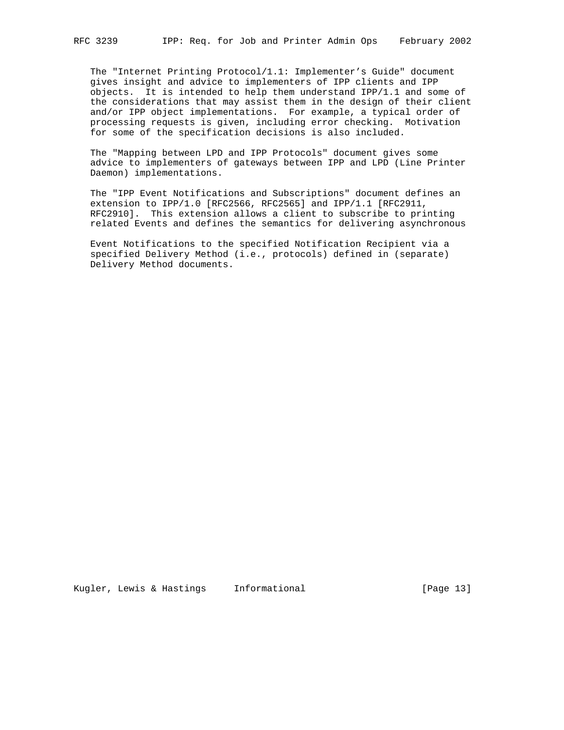The "Internet Printing Protocol/1.1: Implementer's Guide" document gives insight and advice to implementers of IPP clients and IPP objects. It is intended to help them understand IPP/1.1 and some of the considerations that may assist them in the design of their client and/or IPP object implementations. For example, a typical order of processing requests is given, including error checking. Motivation for some of the specification decisions is also included.

The "Mapping between LPD and IPP Protocols" document gives some advice to implementers of gateways between IPP and LPD (Line Printer Daemon) implementations.

The "IPP Event Notifications and Subscriptions" document defines an extension to IPP/1.0 [RFC2566, RFC2565] and IPP/1.1 [RFC2911, RFC2910]. This extension allows a client to subscribe to printing related Events and defines the semantics for delivering asynchronous

Event Notifications to the specified Notification Recipient via a specified Delivery Method (i.e., protocols) defined in (separate) Delivery Method documents.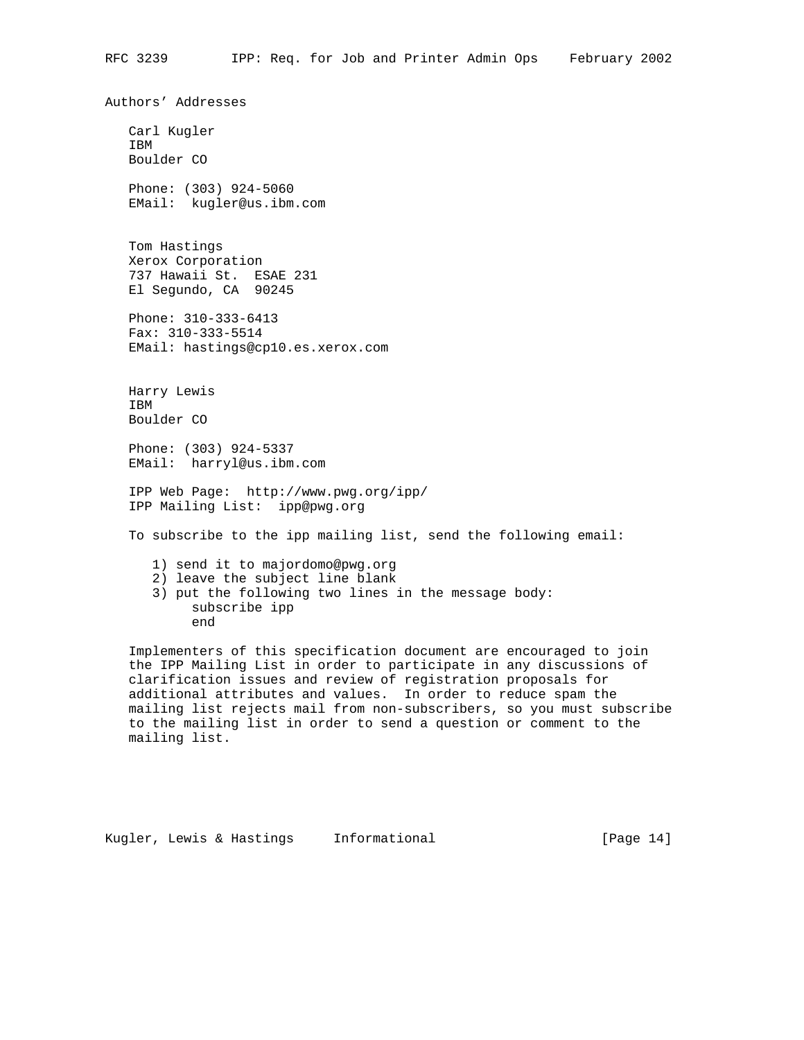# Authors' Addresses

Carl Kugler
IBM
Boulder CO

Phone: (303) 924-5060
EMail: kugler@us.ibm.com

Tom Hastings
Xerox Corporation
737 Hawaii St. ESAE 231
El Segundo, CA 90245

Phone: 310-333-6413
Fax: 310-333-5514
EMail: hastings@cp10.es.xerox.com

Harry Lewis
IBM
Boulder CO

Phone: (303) 924-5337
EMail: harryl@us.ibm.com

IPP Web Page: http://www.pwg.org/ipp/
IPP Mailing List: ipp@pwg.org

To subscribe to the ipp mailing list, send the following email:

1) send it to majordomo@pwg.org
2) leave the subject line blank
3) put the following two lines in the message body:

```
subscribe ipp
end
```

Implementers of this specification document are encouraged to join the IPP Mailing List in order to participate in any discussions of clarification issues and review of registration proposals for additional attributes and values. In order to reduce spam the mailing list rejects mail from non-subscribers, so you must subscribe to the mailing list in order to send a question or comment to the mailing list.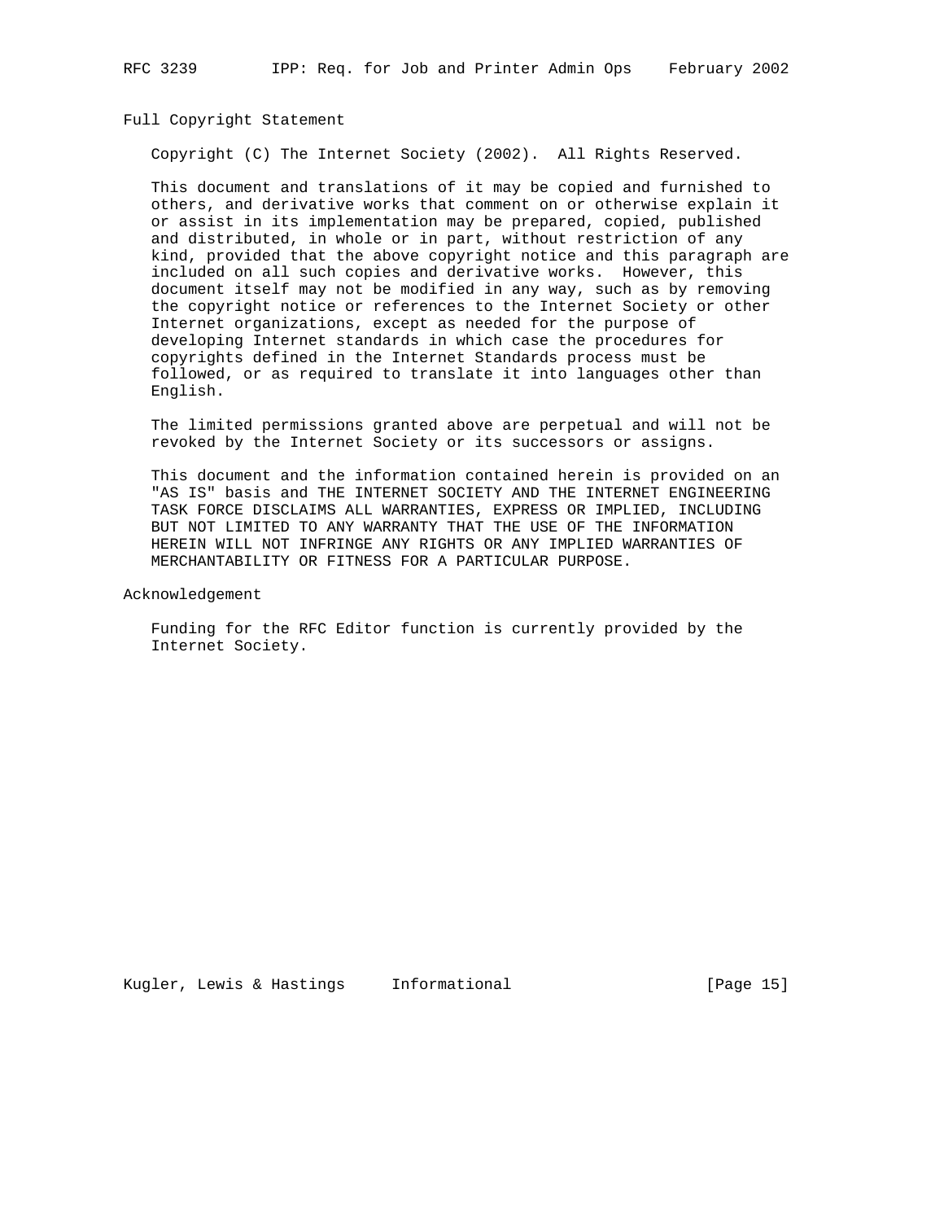## Full Copyright Statement

Copyright (C) The Internet Society (2002). All Rights Reserved.

This document and translations of it may be copied and furnished to others, and derivative works that comment on or otherwise explain it or assist in its implementation may be prepared, copied, published and distributed, in whole or in part, without restriction of any kind, provided that the above copyright notice and this paragraph are included on all such copies and derivative works. However, this document itself may not be modified in any way, such as by removing the copyright notice or references to the Internet Society or other Internet organizations, except as needed for the purpose of developing Internet standards in which case the procedures for copyrights defined in the Internet Standards process must be followed, or as required to translate it into languages other than English.

The limited permissions granted above are perpetual and will not be revoked by the Internet Society or its successors or assigns.

This document and the information contained herein is provided on an "AS IS" basis and THE INTERNET SOCIETY AND THE INTERNET ENGINEERING TASK FORCE DISCLAIMS ALL WARRANTIES, EXPRESS OR IMPLIED, INCLUDING BUT NOT LIMITED TO ANY WARRANTY THAT THE USE OF THE INFORMATION HEREIN WILL NOT INFRINGE ANY RIGHTS OR ANY IMPLIED WARRANTIES OF MERCHANTABILITY OR FITNESS FOR A PARTICULAR PURPOSE.

## Acknowledgement

Funding for the RFC Editor function is currently provided by the Internet Society.